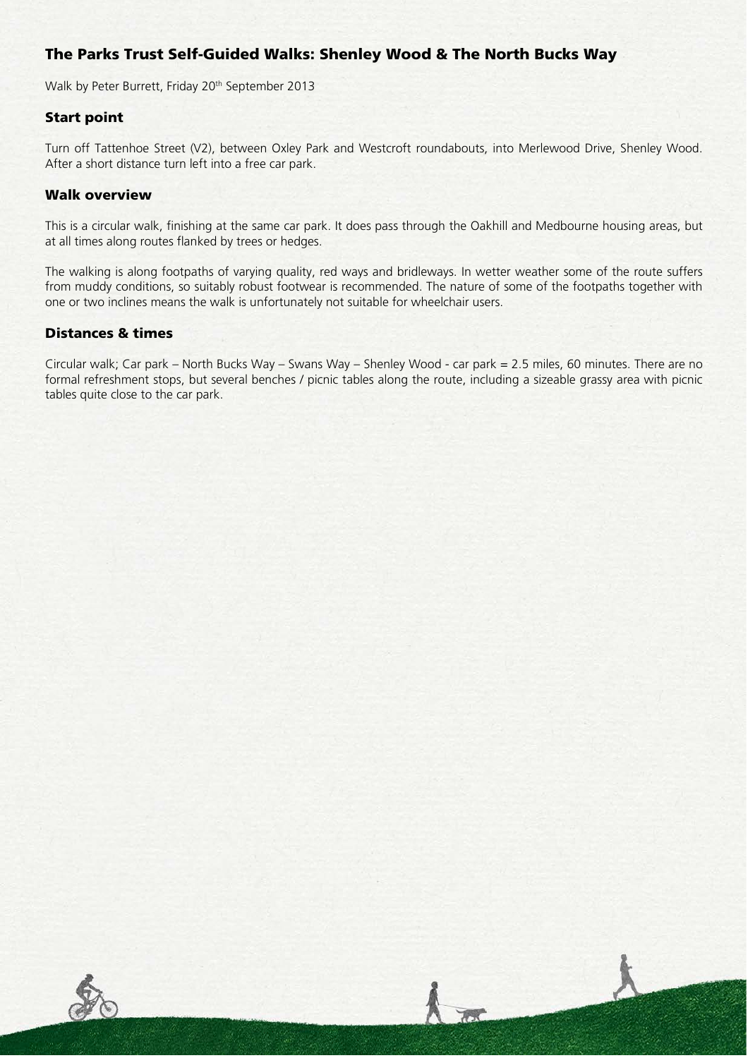# The Parks Trust Self-Guided Walks: Shenley Wood & The North Bucks Way

Walk by Peter Burrett, Friday 20th September 2013

## Start point

Turn off Tattenhoe Street (V2), between Oxley Park and Westcroft roundabouts, into Merlewood Drive, Shenley Wood. After a short distance turn left into a free car park.

## Walk overview

This is a circular walk, finishing at the same car park. It does pass through the Oakhill and Medbourne housing areas, but at all times along routes flanked by trees or hedges.

The walking is along footpaths of varying quality, red ways and bridleways. In wetter weather some of the route suffers from muddy conditions, so suitably robust footwear is recommended. The nature of some of the footpaths together with one or two inclines means the walk is unfortunately not suitable for wheelchair users.

## Distances & times

Circular walk; Car park – North Bucks Way – Swans Way – Shenley Wood - car park = 2.5 miles, 60 minutes. There are no formal refreshment stops, but several benches / picnic tables along the route, including a sizeable grassy area with picnic tables quite close to the car park.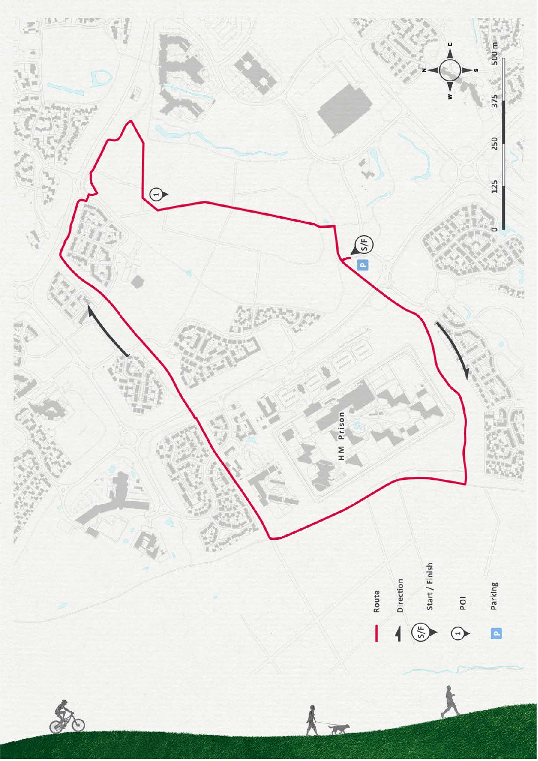HM Prison

0 125 250 375 500 m

N E S W

- Route
- Direction
- Start / Finish
- POI
- Parking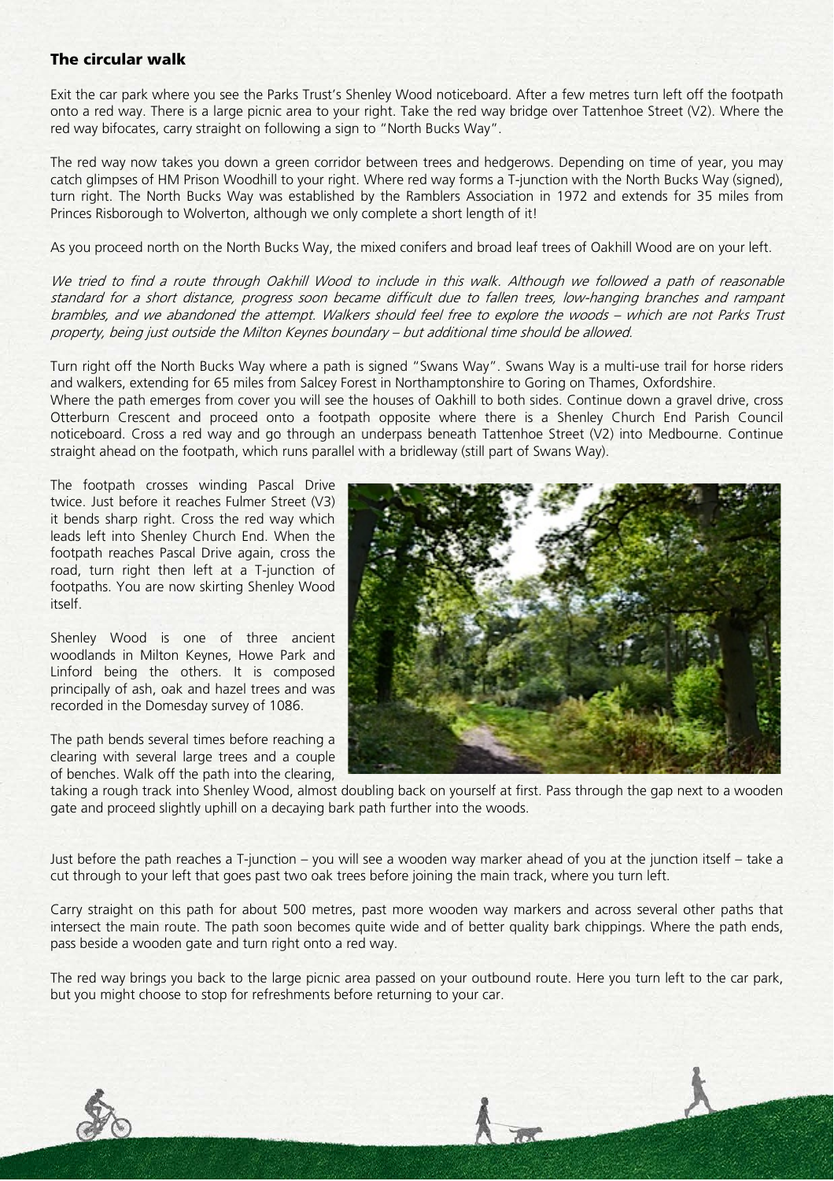## The circular walk

Exit the car park where you see the Parks Trust's Shenley Wood noticeboard. After a few metres turn left off the footpath onto a red way. There is a large picnic area to your right. Take the red way bridge over Tattenhoe Street (V2). Where the red way bifocates, carry straight on following a sign to "North Bucks Way".

The red way now takes you down a green corridor between trees and hedgerows. Depending on time of year, you may catch glimpses of HM Prison Woodhill to your right. Where red way forms a T-junction with the North Bucks Way (signed), turn right. The North Bucks Way was established by the Ramblers Association in 1972 and extends for 35 miles from Princes Risborough to Wolverton, although we only complete a short length of it!

As you proceed north on the North Bucks Way, the mixed conifers and broad leaf trees of Oakhill Wood are on your left.

*We tried to find a route through Oakhill Wood to include in this walk. Although we followed a path of reasonable standard for a short distance, progress soon became difficult due to fallen trees, low-hanging branches and rampant brambles, and we abandoned the attempt. Walkers should feel free to explore the woods – which are not Parks Trust property, being just outside the Milton Keynes boundary – but additional time should be allowed.*

Turn right off the North Bucks Way where a path is signed "Swans Way". Swans Way is a multi-use trail for horse riders and walkers, extending for 65 miles from Salcey Forest in Northamptonshire to Goring on Thames, Oxfordshire.
Where the path emerges from cover you will see the houses of Oakhill to both sides. Continue down a gravel drive, cross Otterburn Crescent and proceed onto a footpath opposite where there is a Shenley Church End Parish Council noticeboard. Cross a red way and go through an underpass beneath Tattenhoe Street (V2) into Medbourne. Continue straight ahead on the footpath, which runs parallel with a bridleway (still part of Swans Way).

The footpath crosses winding Pascal Drive twice. Just before it reaches Fulmer Street (V3) it bends sharp right. Cross the red way which leads left into Shenley Church End. When the footpath reaches Pascal Drive again, cross the road, turn right then left at a T-junction of footpaths. You are now skirting Shenley Wood itself.

Shenley Wood is one of three ancient woodlands in Milton Keynes, Howe Park and Linford being the others. It is composed principally of ash, oak and hazel trees and was recorded in the Domesday survey of 1086.

The path bends several times before reaching a clearing with several large trees and a couple of benches. Walk off the path into the clearing, taking a rough track into Shenley Wood, almost doubling back on yourself at first. Pass through the gap next to a wooden gate and proceed slightly uphill on a decaying bark path further into the woods.

Just before the path reaches a T-junction – you will see a wooden way marker ahead of you at the junction itself – take a cut through to your left that goes past two oak trees before joining the main track, where you turn left.

Carry straight on this path for about 500 metres, past more wooden way markers and across several other paths that intersect the main route. The path soon becomes quite wide and of better quality bark chippings. Where the path ends, pass beside a wooden gate and turn right onto a red way.

The red way brings you back to the large picnic area passed on your outbound route. Here you turn left to the car park, but you might choose to stop for refreshments before returning to your car.